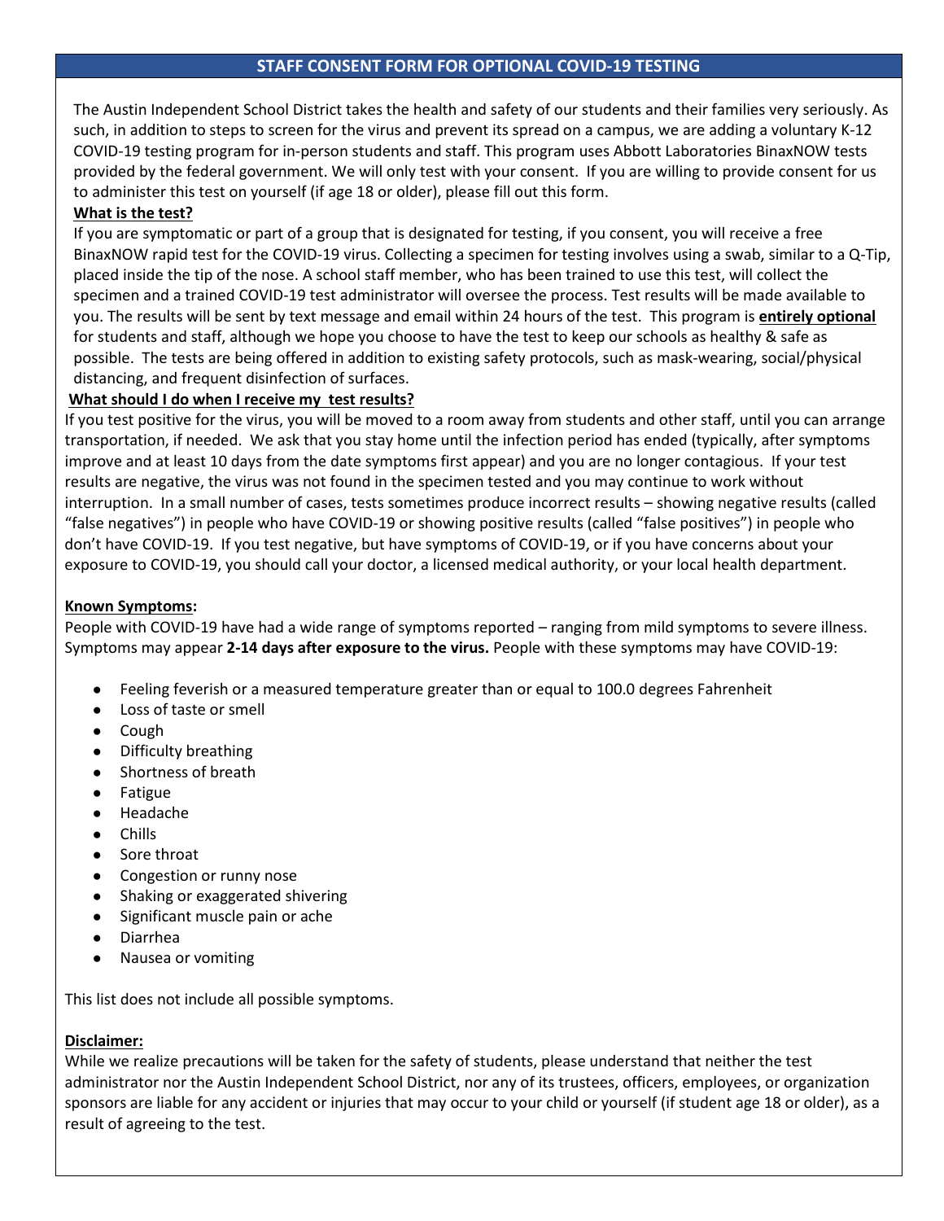## STAFF CONSENT FORM FOR OPTIONAL COVID-19 TESTING

The Austin Independent School District takes the health and safety of our students and their families very seriously. As such, in addition to steps to screen for the virus and prevent its spread on a campus, we are adding a voluntary K-12 COVID-19 testing program for in-person students and staff. This program uses Abbott Laboratories BinaxNOW tests provided by the federal government. We will only test with your consent. If you are willing to provide consent for us to administer this test on yourself (if age 18 or older), please fill out this form.

**What is the test?**

If you are symptomatic or part of a group that is designated for testing, if you consent, you will receive a free BinaxNOW rapid test for the COVID-19 virus. Collecting a specimen for testing involves using a swab, similar to a Q-Tip, placed inside the tip of the nose. A school staff member, who has been trained to use this test, will collect the specimen and a trained COVID-19 test administrator will oversee the process. Test results will be made available to you. The results will be sent by text message and email within 24 hours of the test. This program is **entirely optional** for students and staff, although we hope you choose to have the test to keep our schools as healthy & safe as possible. The tests are being offered in addition to existing safety protocols, such as mask-wearing, social/physical distancing, and frequent disinfection of surfaces.

**What should I do when I receive my test results?**

If you test positive for the virus, you will be moved to a room away from students and other staff, until you can arrange transportation, if needed. We ask that you stay home until the infection period has ended (typically, after symptoms improve and at least 10 days from the date symptoms first appear) and you are no longer contagious. If your test results are negative, the virus was not found in the specimen tested and you may continue to work without interruption. In a small number of cases, tests sometimes produce incorrect results – showing negative results (called "false negatives") in people who have COVID-19 or showing positive results (called "false positives") in people who don't have COVID-19. If you test negative, but have symptoms of COVID-19, or if you have concerns about your exposure to COVID-19, you should call your doctor, a licensed medical authority, or your local health department.

**Known Symptoms:**

People with COVID-19 have had a wide range of symptoms reported – ranging from mild symptoms to severe illness. Symptoms may appear **2-14 days after exposure to the virus.** People with these symptoms may have COVID-19:

- Feeling feverish or a measured temperature greater than or equal to 100.0 degrees Fahrenheit
- Loss of taste or smell
- Cough
- Difficulty breathing
- Shortness of breath
- Fatigue
- Headache
- Chills
- Sore throat
- Congestion or runny nose
- Shaking or exaggerated shivering
- Significant muscle pain or ache
- Diarrhea
- Nausea or vomiting

This list does not include all possible symptoms.

**Disclaimer:**

While we realize precautions will be taken for the safety of students, please understand that neither the test administrator nor the Austin Independent School District, nor any of its trustees, officers, employees, or organization sponsors are liable for any accident or injuries that may occur to your child or yourself (if student age 18 or older), as a result of agreeing to the test.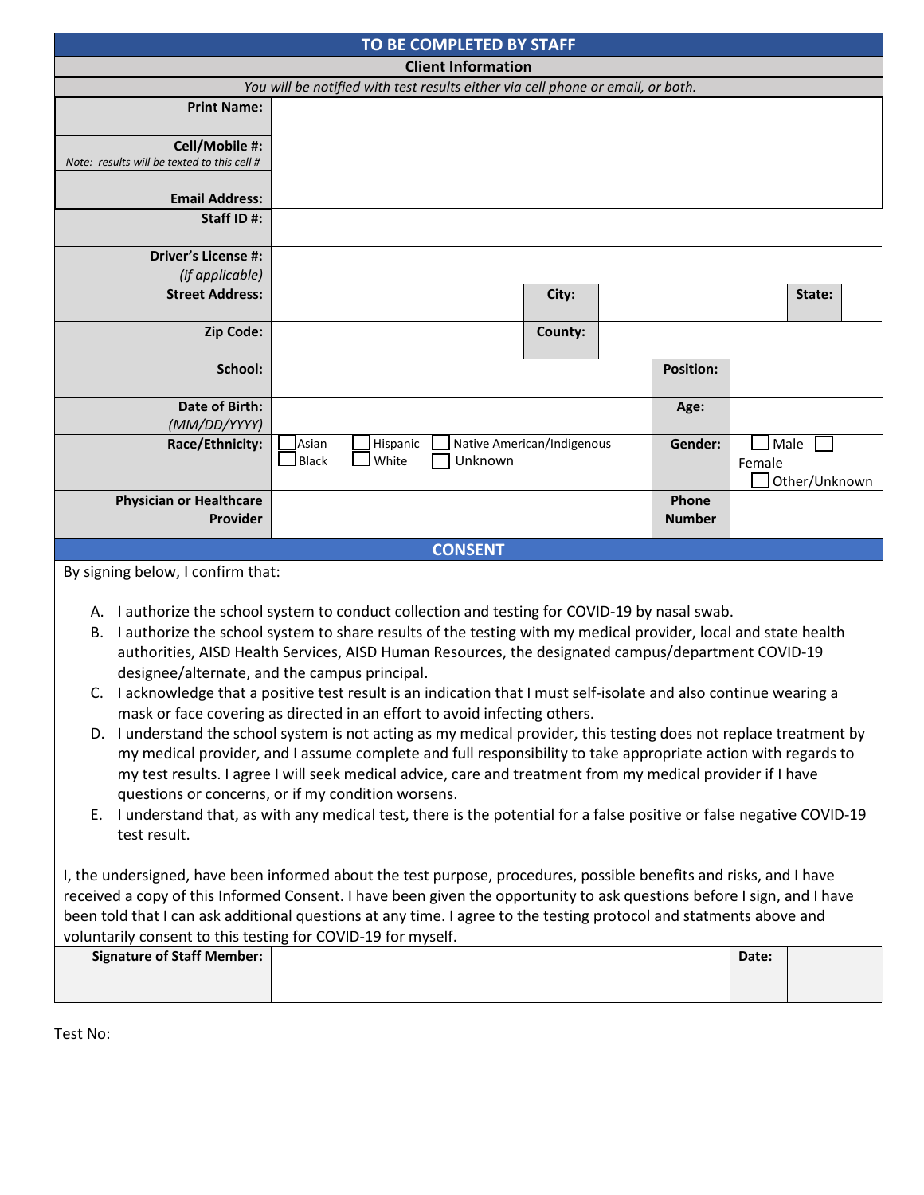## TO BE COMPLETED BY STAFF

### Client Information

*You will be notified with test results either via cell phone or email, or both.*

| | | | | | |
|---|---|---|---|---|---|
| **Print Name:** | | | | | |
| **Cell/Mobile #:** *Note: results will be texted to this cell #* | | | | | |
| **Email Address:** | | | | | |
| **Staff ID #:** | | | | | |
| **Driver's License #:** *(if applicable)* | | | | | |
| **Street Address:** | | **City:** | | **State:** | |
| **Zip Code:** | | **County:** | | | |
| **School:** | | | | **Position:** | |
| **Date of Birth:** *(MM/DD/YYYY)* | | | | **Age:** | |
| **Race/Ethnicity:** | ☐ Asian ☐ Hispanic ☐ Native American/Indigenous ☐ Black ☐ White ☐ Unknown | | | **Gender:** | ☐ Male ☐ Female ☐ Other/Unknown |
| **Physician or Healthcare Provider** | | | | **Phone Number** | |

## CONSENT

By signing below, I confirm that:

A. I authorize the school system to conduct collection and testing for COVID-19 by nasal swab.
B. I authorize the school system to share results of the testing with my medical provider, local and state health authorities, AISD Health Services, AISD Human Resources, the designated campus/department COVID-19 designee/alternate, and the campus principal.
C. I acknowledge that a positive test result is an indication that I must self-isolate and also continue wearing a mask or face covering as directed in an effort to avoid infecting others.
D. I understand the school system is not acting as my medical provider, this testing does not replace treatment by my medical provider, and I assume complete and full responsibility to take appropriate action with regards to my test results. I agree I will seek medical advice, care and treatment from my medical provider if I have questions or concerns, or if my condition worsens.
E. I understand that, as with any medical test, there is the potential for a false positive or false negative COVID-19 test result.

I, the undersigned, have been informed about the test purpose, procedures, possible benefits and risks, and I have received a copy of this Informed Consent. I have been given the opportunity to ask questions before I sign, and I have been told that I can ask additional questions at any time. I agree to the testing protocol and statments above and voluntarily consent to this testing for COVID-19 for myself.

| | | | |
|---|---|---|---|
| **Signature of Staff Member:** | | **Date:** | |

Test No: